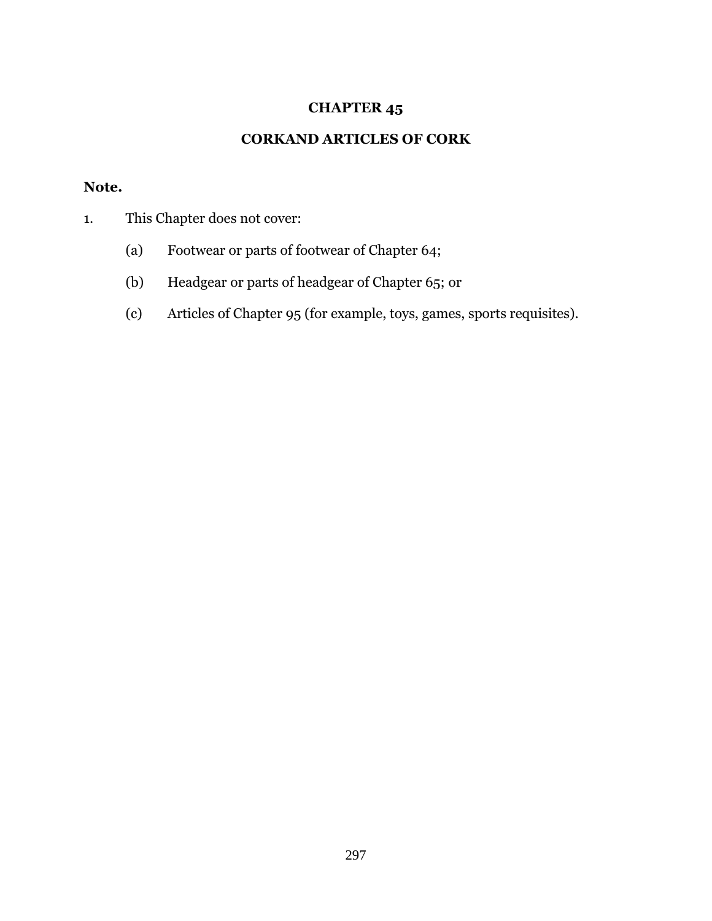# CHAPTER 45

## CORKAND ARTICLES OF CORK

**Note.**

1. This Chapter does not cover:

   (a) Footwear or parts of footwear of Chapter 64;

   (b) Headgear or parts of headgear of Chapter 65; or

   (c) Articles of Chapter 95 (for example, toys, games, sports requisites).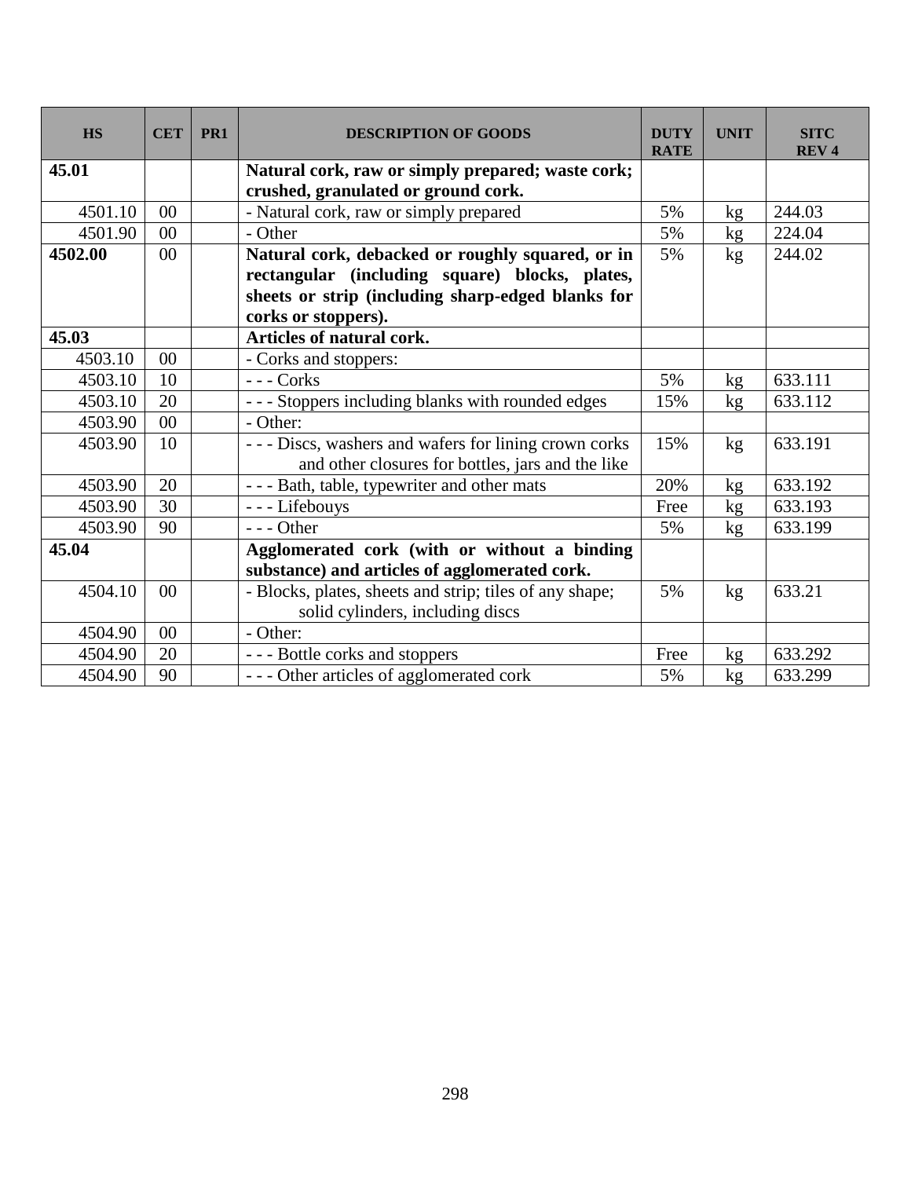| HS | CET | PR1 | DESCRIPTION OF GOODS | DUTY RATE | UNIT | SITC REV 4 |
|---|---|---|---|---|---|---|
| **45.01** | | | **Natural cork, raw or simply prepared; waste cork; crushed, granulated or ground cork.** | | | |
| 4501.10 | 00 | | - Natural cork, raw or simply prepared | 5% | kg | 244.03 |
| 4501.90 | 00 | | - Other | 5% | kg | 224.04 |
| **4502.00** | 00 | | **Natural cork, debacked or roughly squared, or in rectangular (including square) blocks, plates, sheets or strip (including sharp-edged blanks for corks or stoppers).** | 5% | kg | 244.02 |
| **45.03** | | | **Articles of natural cork.** | | | |
| 4503.10 | 00 | | - Corks and stoppers: | | | |
| 4503.10 | 10 | | - - - Corks | 5% | kg | 633.111 |
| 4503.10 | 20 | | - - - Stoppers including blanks with rounded edges | 15% | kg | 633.112 |
| 4503.90 | 00 | | - Other: | | | |
| 4503.90 | 10 | | - - - Discs, washers and wafers for lining crown corks and other closures for bottles, jars and the like | 15% | kg | 633.191 |
| 4503.90 | 20 | | - - - Bath, table, typewriter and other mats | 20% | kg | 633.192 |
| 4503.90 | 30 | | - - - Lifebouys | Free | kg | 633.193 |
| 4503.90 | 90 | | - - - Other | 5% | kg | 633.199 |
| **45.04** | | | **Agglomerated cork (with or without a binding substance) and articles of agglomerated cork.** | | | |
| 4504.10 | 00 | | - Blocks, plates, sheets and strip; tiles of any shape; solid cylinders, including discs | 5% | kg | 633.21 |
| 4504.90 | 00 | | - Other: | | | |
| 4504.90 | 20 | | - - - Bottle corks and stoppers | Free | kg | 633.292 |
| 4504.90 | 90 | | - - - Other articles of agglomerated cork | 5% | kg | 633.299 |